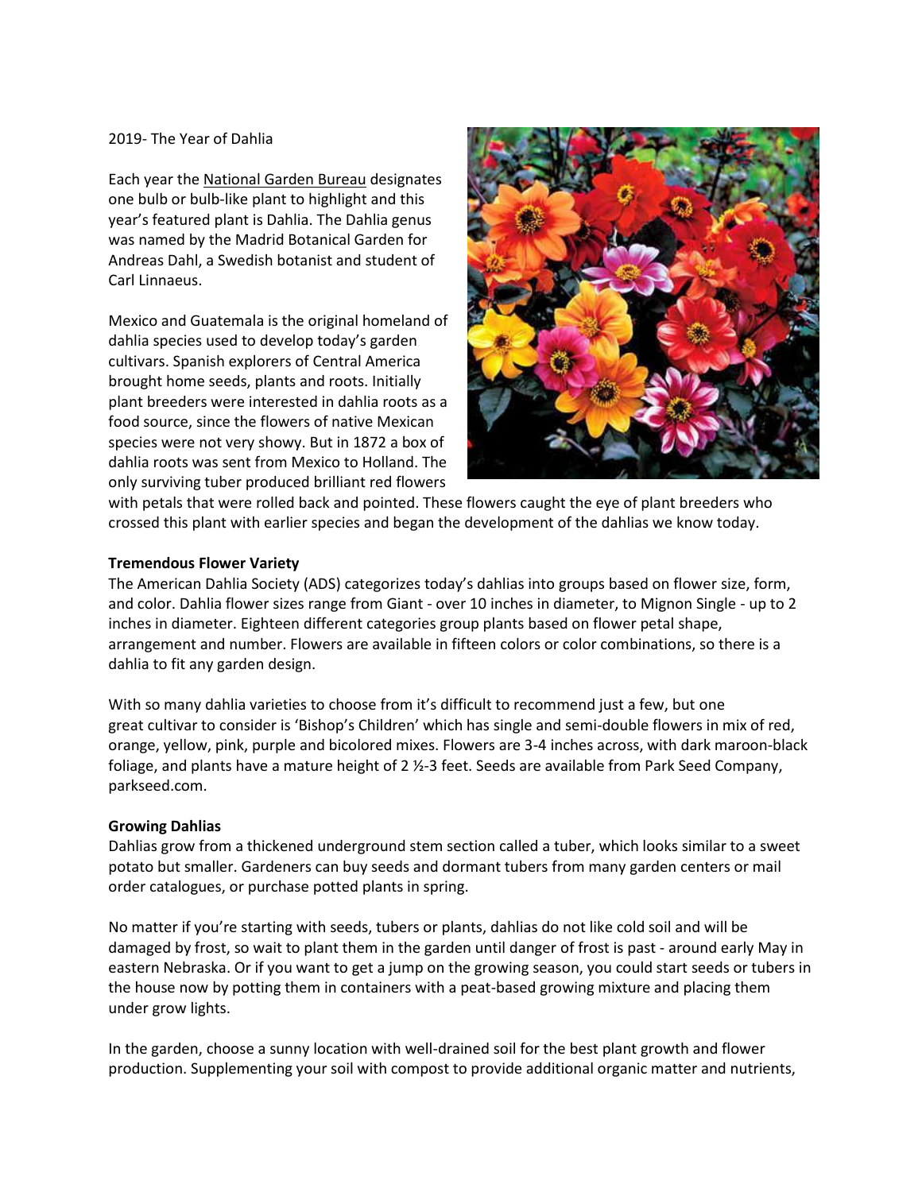2019- The Year of Dahlia

Each year the National Garden Bureau designates one bulb or bulb-like plant to highlight and this year's featured plant is Dahlia. The Dahlia genus was named by the Madrid Botanical Garden for Andreas Dahl, a Swedish botanist and student of Carl Linnaeus.

Mexico and Guatemala is the original homeland of dahlia species used to develop today's garden cultivars. Spanish explorers of Central America brought home seeds, plants and roots. Initially plant breeders were interested in dahlia roots as a food source, since the flowers of native Mexican species were not very showy. But in 1872 a box of dahlia roots was sent from Mexico to Holland. The only surviving tuber produced brilliant red flowers with petals that were rolled back and pointed. These flowers caught the eye of plant breeders who crossed this plant with earlier species and began the development of the dahlias we know today.

**Tremendous Flower Variety**

The American Dahlia Society (ADS) categorizes today's dahlias into groups based on flower size, form, and color. Dahlia flower sizes range from Giant - over 10 inches in diameter, to Mignon Single - up to 2 inches in diameter. Eighteen different categories group plants based on flower petal shape, arrangement and number. Flowers are available in fifteen colors or color combinations, so there is a dahlia to fit any garden design.

With so many dahlia varieties to choose from it's difficult to recommend just a few, but one great cultivar to consider is 'Bishop's Children' which has single and semi-double flowers in mix of red, orange, yellow, pink, purple and bicolored mixes. Flowers are 3-4 inches across, with dark maroon-black foliage, and plants have a mature height of 2 ½-3 feet. Seeds are available from Park Seed Company, parkseed.com.

**Growing Dahlias**

Dahlias grow from a thickened underground stem section called a tuber, which looks similar to a sweet potato but smaller. Gardeners can buy seeds and dormant tubers from many garden centers or mail order catalogues, or purchase potted plants in spring.

No matter if you're starting with seeds, tubers or plants, dahlias do not like cold soil and will be damaged by frost, so wait to plant them in the garden until danger of frost is past - around early May in eastern Nebraska. Or if you want to get a jump on the growing season, you could start seeds or tubers in the house now by potting them in containers with a peat-based growing mixture and placing them under grow lights.

In the garden, choose a sunny location with well-drained soil for the best plant growth and flower production. Supplementing your soil with compost to provide additional organic matter and nutrients,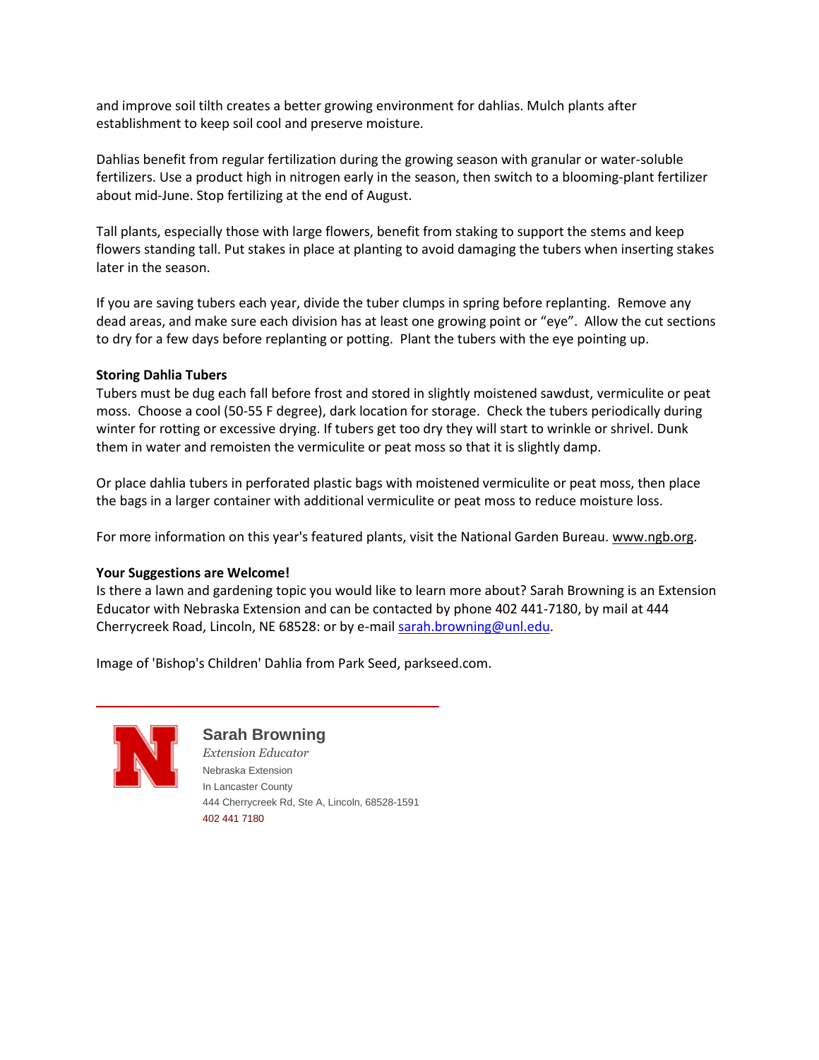and improve soil tilth creates a better growing environment for dahlias. Mulch plants after establishment to keep soil cool and preserve moisture.

Dahlias benefit from regular fertilization during the growing season with granular or water-soluble fertilizers. Use a product high in nitrogen early in the season, then switch to a blooming-plant fertilizer about mid-June. Stop fertilizing at the end of August.

Tall plants, especially those with large flowers, benefit from staking to support the stems and keep flowers standing tall. Put stakes in place at planting to avoid damaging the tubers when inserting stakes later in the season.

If you are saving tubers each year, divide the tuber clumps in spring before replanting. Remove any dead areas, and make sure each division has at least one growing point or "eye". Allow the cut sections to dry for a few days before replanting or potting. Plant the tubers with the eye pointing up.

**Storing Dahlia Tubers**

Tubers must be dug each fall before frost and stored in slightly moistened sawdust, vermiculite or peat moss. Choose a cool (50-55 F degree), dark location for storage. Check the tubers periodically during winter for rotting or excessive drying. If tubers get too dry they will start to wrinkle or shrivel. Dunk them in water and remoisten the vermiculite or peat moss so that it is slightly damp.

Or place dahlia tubers in perforated plastic bags with moistened vermiculite or peat moss, then place the bags in a larger container with additional vermiculite or peat moss to reduce moisture loss.

For more information on this year's featured plants, visit the National Garden Bureau. www.ngb.org.

**Your Suggestions are Welcome!**

Is there a lawn and gardening topic you would like to learn more about? Sarah Browning is an Extension Educator with Nebraska Extension and can be contacted by phone 402 441-7180, by mail at 444 Cherrycreek Road, Lincoln, NE 68528: or by e-mail sarah.browning@unl.edu.

Image of 'Bishop's Children' Dahlia from Park Seed, parkseed.com.

---

**Sarah Browning**

*Extension Educator*

Nebraska Extension

In Lancaster County

444 Cherrycreek Rd, Ste A, Lincoln, 68528-1591

402 441 7180